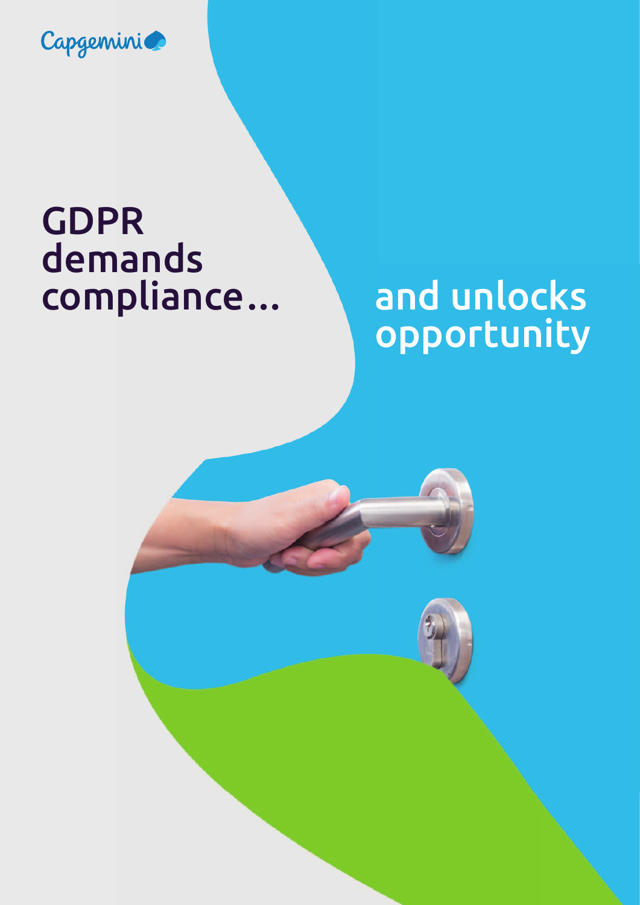Capgemini

# GDPR demands compliance… and unlocks opportunity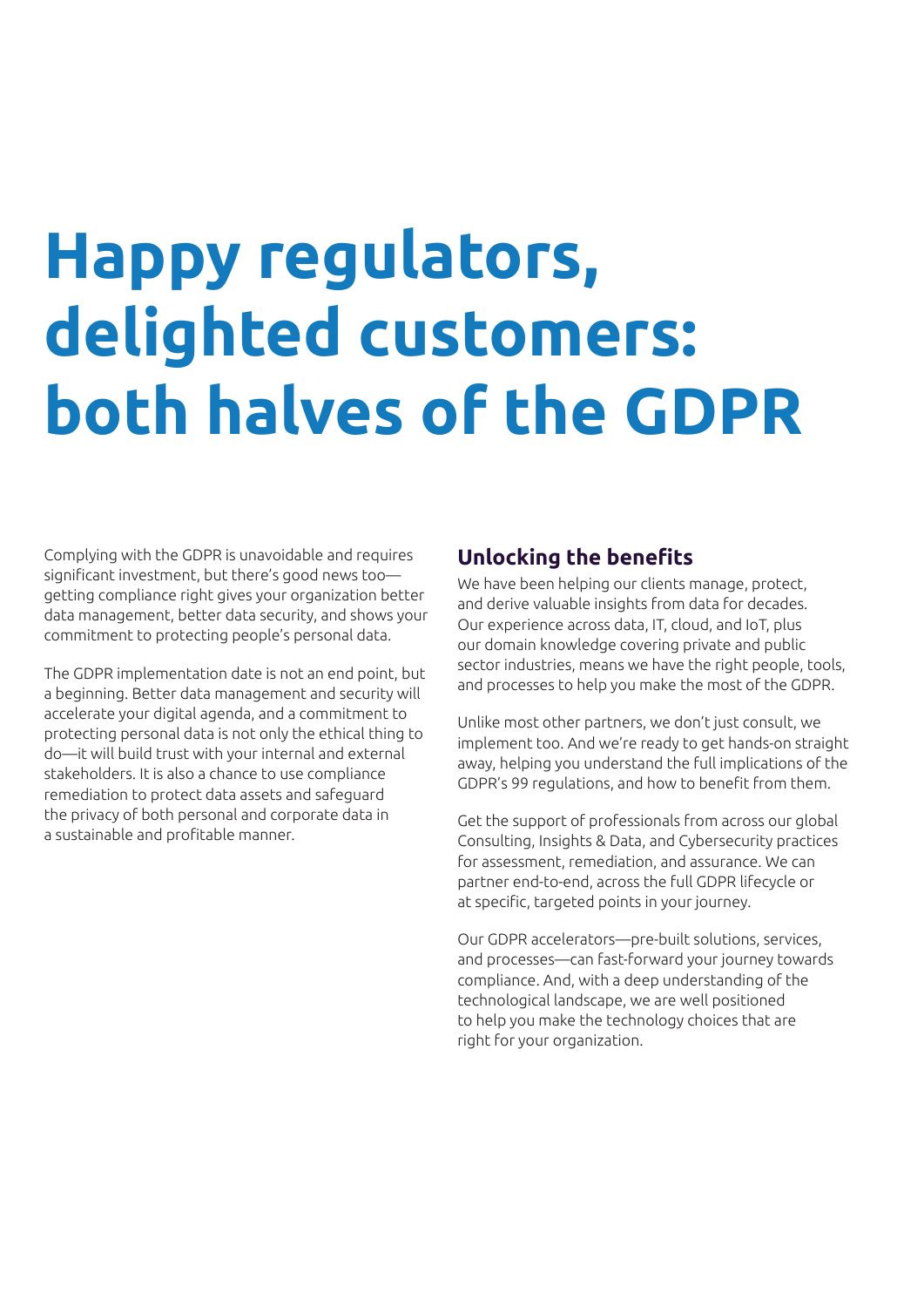# Happy regulators, delighted customers: both halves of the GDPR

Complying with the GDPR is unavoidable and requires significant investment, but there's good news too—getting compliance right gives your organization better data management, better data security, and shows your commitment to protecting people's personal data.

The GDPR implementation date is not an end point, but a beginning. Better data management and security will accelerate your digital agenda, and a commitment to protecting personal data is not only the ethical thing to do—it will build trust with your internal and external stakeholders. It is also a chance to use compliance remediation to protect data assets and safeguard the privacy of both personal and corporate data in a sustainable and profitable manner.

## Unlocking the benefits

We have been helping our clients manage, protect, and derive valuable insights from data for decades. Our experience across data, IT, cloud, and IoT, plus our domain knowledge covering private and public sector industries, means we have the right people, tools, and processes to help you make the most of the GDPR.

Unlike most other partners, we don't just consult, we implement too. And we're ready to get hands-on straight away, helping you understand the full implications of the GDPR's 99 regulations, and how to benefit from them.

Get the support of professionals from across our global Consulting, Insights & Data, and Cybersecurity practices for assessment, remediation, and assurance. We can partner end-to-end, across the full GDPR lifecycle or at specific, targeted points in your journey.

Our GDPR accelerators—pre-built solutions, services, and processes—can fast-forward your journey towards compliance. And, with a deep understanding of the technological landscape, we are well positioned to help you make the technology choices that are right for your organization.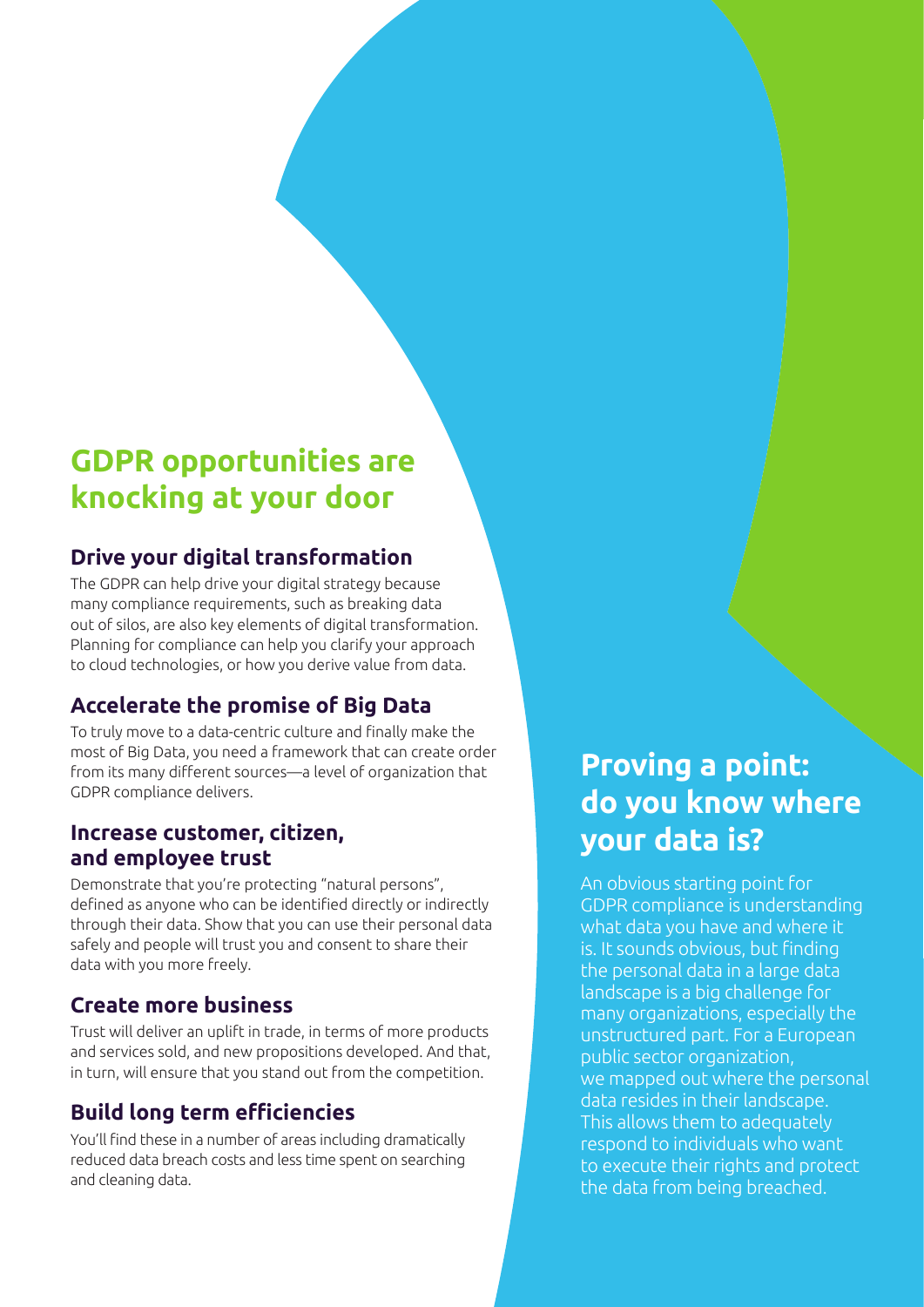## GDPR opportunities are knocking at your door

### Drive your digital transformation

The GDPR can help drive your digital strategy because many compliance requirements, such as breaking data out of silos, are also key elements of digital transformation. Planning for compliance can help you clarify your approach to cloud technologies, or how you derive value from data.

### Accelerate the promise of Big Data

To truly move to a data-centric culture and finally make the most of Big Data, you need a framework that can create order from its many different sources—a level of organization that GDPR compliance delivers.

### Increase customer, citizen, and employee trust

Demonstrate that you're protecting "natural persons", defined as anyone who can be identified directly or indirectly through their data. Show that you can use their personal data safely and people will trust you and consent to share their data with you more freely.

### Create more business

Trust will deliver an uplift in trade, in terms of more products and services sold, and new propositions developed. And that, in turn, will ensure that you stand out from the competition.

### Build long term efficiencies

You'll find these in a number of areas including dramatically reduced data breach costs and less time spent on searching and cleaning data.

## Proving a point: do you know where your data is?

An obvious starting point for GDPR compliance is understanding what data you have and where it is. It sounds obvious, but finding the personal data in a large data landscape is a big challenge for many organizations, especially the unstructured part. For a European public sector organization, we mapped out where the personal data resides in their landscape. This allows them to adequately respond to individuals who want to execute their rights and protect the data from being breached.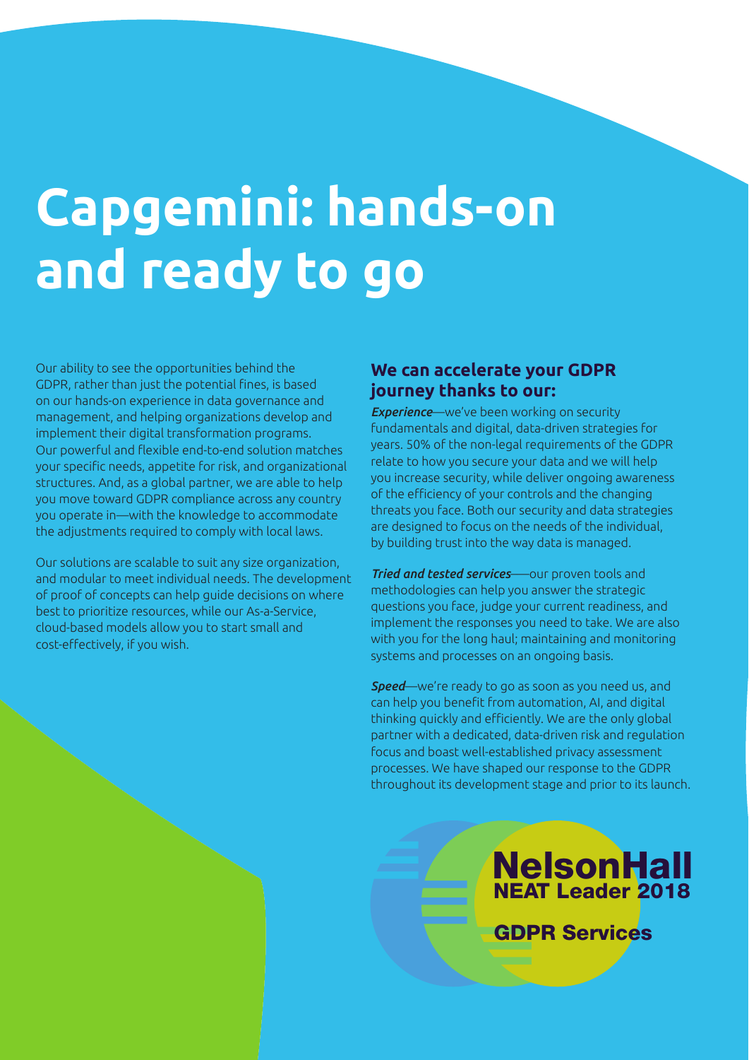# Capgemini: hands-on and ready to go

Our ability to see the opportunities behind the GDPR, rather than just the potential fines, is based on our hands-on experience in data governance and management, and helping organizations develop and implement their digital transformation programs. Our powerful and flexible end-to-end solution matches your specific needs, appetite for risk, and organizational structures. And, as a global partner, we are able to help you move toward GDPR compliance across any country you operate in—with the knowledge to accommodate the adjustments required to comply with local laws.

Our solutions are scalable to suit any size organization, and modular to meet individual needs. The development of proof of concepts can help guide decisions on where best to prioritize resources, while our As-a-Service, cloud-based models allow you to start small and cost-effectively, if you wish.

## We can accelerate your GDPR journey thanks to our:

***Experience***—we've been working on security fundamentals and digital, data-driven strategies for years. 50% of the non-legal requirements of the GDPR relate to how you secure your data and we will help you increase security, while deliver ongoing awareness of the efficiency of your controls and the changing threats you face. Both our security and data strategies are designed to focus on the needs of the individual, by building trust into the way data is managed.

***Tried and tested services***—our proven tools and methodologies can help you answer the strategic questions you face, judge your current readiness, and implement the responses you need to take. We are also with you for the long haul; maintaining and monitoring systems and processes on an ongoing basis.

***Speed***—we're ready to go as soon as you need us, and can help you benefit from automation, AI, and digital thinking quickly and efficiently. We are the only global partner with a dedicated, data-driven risk and regulation focus and boast well-established privacy assessment processes. We have shaped our response to the GDPR throughout its development stage and prior to its launch.

NelsonHall
NEAT Leader 2018
GDPR Services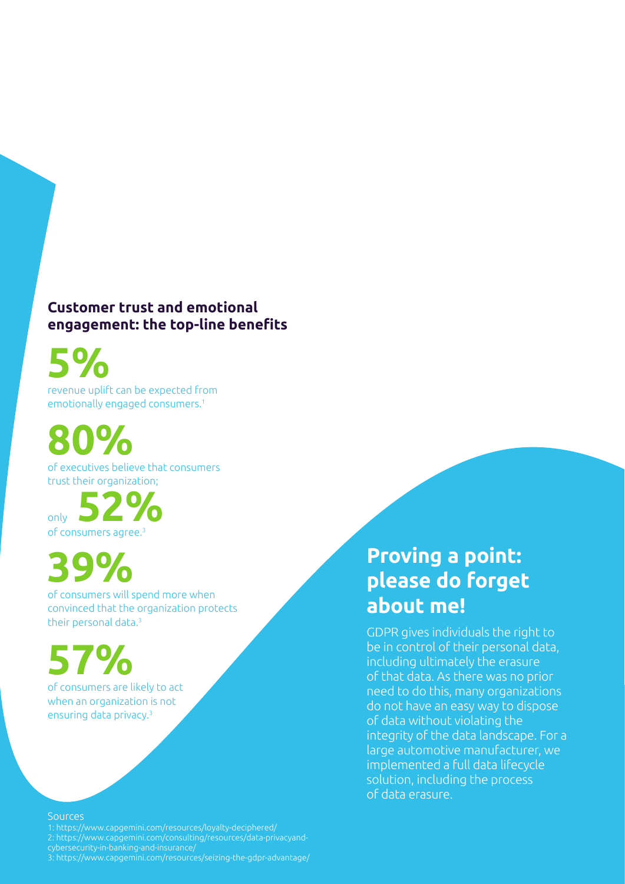## Customer trust and emotional engagement: the top-line benefits

**5%**

revenue uplift can be expected from emotionally engaged consumers.[1]

**80%**

of executives believe that consumers trust their organization;

only **52%**

of consumers agree.[3]

**39%**

of consumers will spend more when convinced that the organization protects their personal data.[3]

**57%**

of consumers are likely to act when an organization is not ensuring data privacy.[3]

## Proving a point: please do forget about me!

GDPR gives individuals the right to be in control of their personal data, including ultimately the erasure of that data. As there was no prior need to do this, many organizations do not have an easy way to dispose of data without violating the integrity of the data landscape. For a large automotive manufacturer, we implemented a full data lifecycle solution, including the process of data erasure.

Sources

1: https://www.capgemini.com/resources/loyalty-deciphered/

2: https://www.capgemini.com/consulting/resources/data-privacyand-cybersecurity-in-banking-and-insurance/

3: https://www.capgemini.com/resources/seizing-the-gdpr-advantage/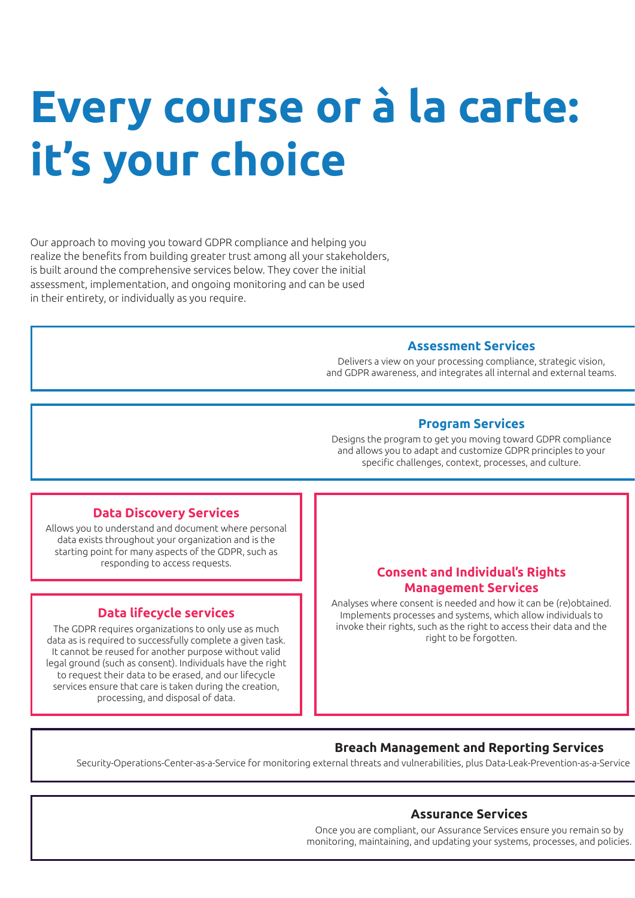# Every course or à la carte: it's your choice

Our approach to moving you toward GDPR compliance and helping you realize the benefits from building greater trust among all your stakeholders, is built around the comprehensive services below. They cover the initial assessment, implementation, and ongoing monitoring and can be used in their entirety, or individually as you require.

### Assessment Services

Delivers a view on your processing compliance, strategic vision, and GDPR awareness, and integrates all internal and external teams.

### Program Services

Designs the program to get you moving toward GDPR compliance and allows you to adapt and customize GDPR principles to your specific challenges, context, processes, and culture.

### Data Discovery Services

Allows you to understand and document where personal data exists throughout your organization and is the starting point for many aspects of the GDPR, such as responding to access requests.

### Data lifecycle services

The GDPR requires organizations to only use as much data as is required to successfully complete a given task. It cannot be reused for another purpose without valid legal ground (such as consent). Individuals have the right to request their data to be erased, and our lifecycle services ensure that care is taken during the creation, processing, and disposal of data.

### Consent and Individual's Rights Management Services

Analyses where consent is needed and how it can be (re)obtained. Implements processes and systems, which allow individuals to invoke their rights, such as the right to access their data and the right to be forgotten.

### Breach Management and Reporting Services

Security-Operations-Center-as-a-Service for monitoring external threats and vulnerabilities, plus Data-Leak-Prevention-as-a-Service

### Assurance Services

Once you are compliant, our Assurance Services ensure you remain so by monitoring, maintaining, and updating your systems, processes, and policies.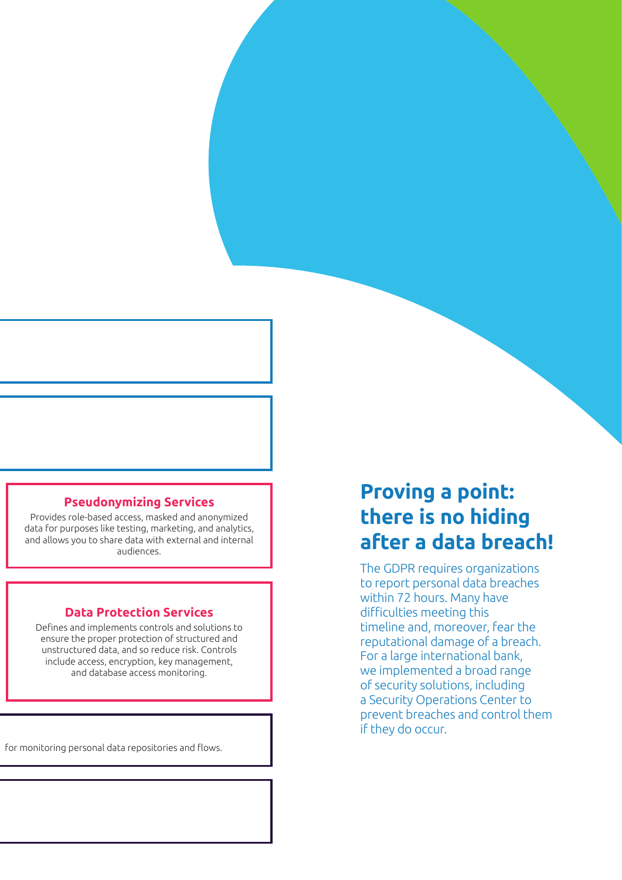### Pseudonymizing Services

Provides role-based access, masked and anonymized data for purposes like testing, marketing, and analytics, and allows you to share data with external and internal audiences.

### Data Protection Services

Defines and implements controls and solutions to ensure the proper protection of structured and unstructured data, and so reduce risk. Controls include access, encryption, key management, and database access monitoring.

for monitoring personal data repositories and flows.

## Proving a point: there is no hiding after a data breach!

The GDPR requires organizations to report personal data breaches within 72 hours. Many have difficulties meeting this timeline and, moreover, fear the reputational damage of a breach. For a large international bank, we implemented a broad range of security solutions, including a Security Operations Center to prevent breaches and control them if they do occur.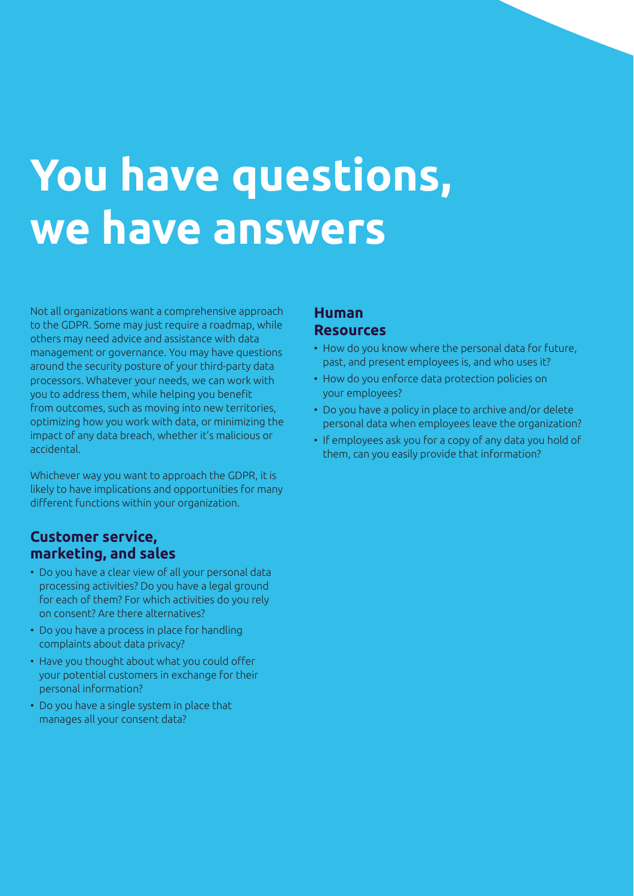# You have questions, we have answers

Not all organizations want a comprehensive approach to the GDPR. Some may just require a roadmap, while others may need advice and assistance with data management or governance. You may have questions around the security posture of your third-party data processors. Whatever your needs, we can work with you to address them, while helping you benefit from outcomes, such as moving into new territories, optimizing how you work with data, or minimizing the impact of any data breach, whether it's malicious or accidental.

Whichever way you want to approach the GDPR, it is likely to have implications and opportunities for many different functions within your organization.

## Customer service, marketing, and sales

- Do you have a clear view of all your personal data processing activities? Do you have a legal ground for each of them? For which activities do you rely on consent? Are there alternatives?
- Do you have a process in place for handling complaints about data privacy?
- Have you thought about what you could offer your potential customers in exchange for their personal information?
- Do you have a single system in place that manages all your consent data?

## Human Resources

- How do you know where the personal data for future, past, and present employees is, and who uses it?
- How do you enforce data protection policies on your employees?
- Do you have a policy in place to archive and/or delete personal data when employees leave the organization?
- If employees ask you for a copy of any data you hold of them, can you easily provide that information?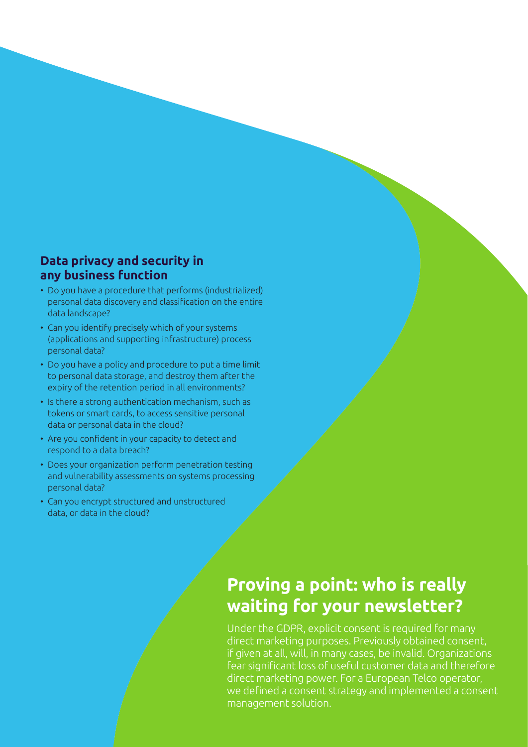### Data privacy and security in any business function

- Do you have a procedure that performs (industrialized) personal data discovery and classification on the entire data landscape?
- Can you identify precisely which of your systems (applications and supporting infrastructure) process personal data?
- Do you have a policy and procedure to put a time limit to personal data storage, and destroy them after the expiry of the retention period in all environments?
- Is there a strong authentication mechanism, such as tokens or smart cards, to access sensitive personal data or personal data in the cloud?
- Are you confident in your capacity to detect and respond to a data breach?
- Does your organization perform penetration testing and vulnerability assessments on systems processing personal data?
- Can you encrypt structured and unstructured data, or data in the cloud?

## Proving a point: who is really waiting for your newsletter?

Under the GDPR, explicit consent is required for many direct marketing purposes. Previously obtained consent, if given at all, will, in many cases, be invalid. Organizations fear significant loss of useful customer data and therefore direct marketing power. For a European Telco operator, we defined a consent strategy and implemented a consent management solution.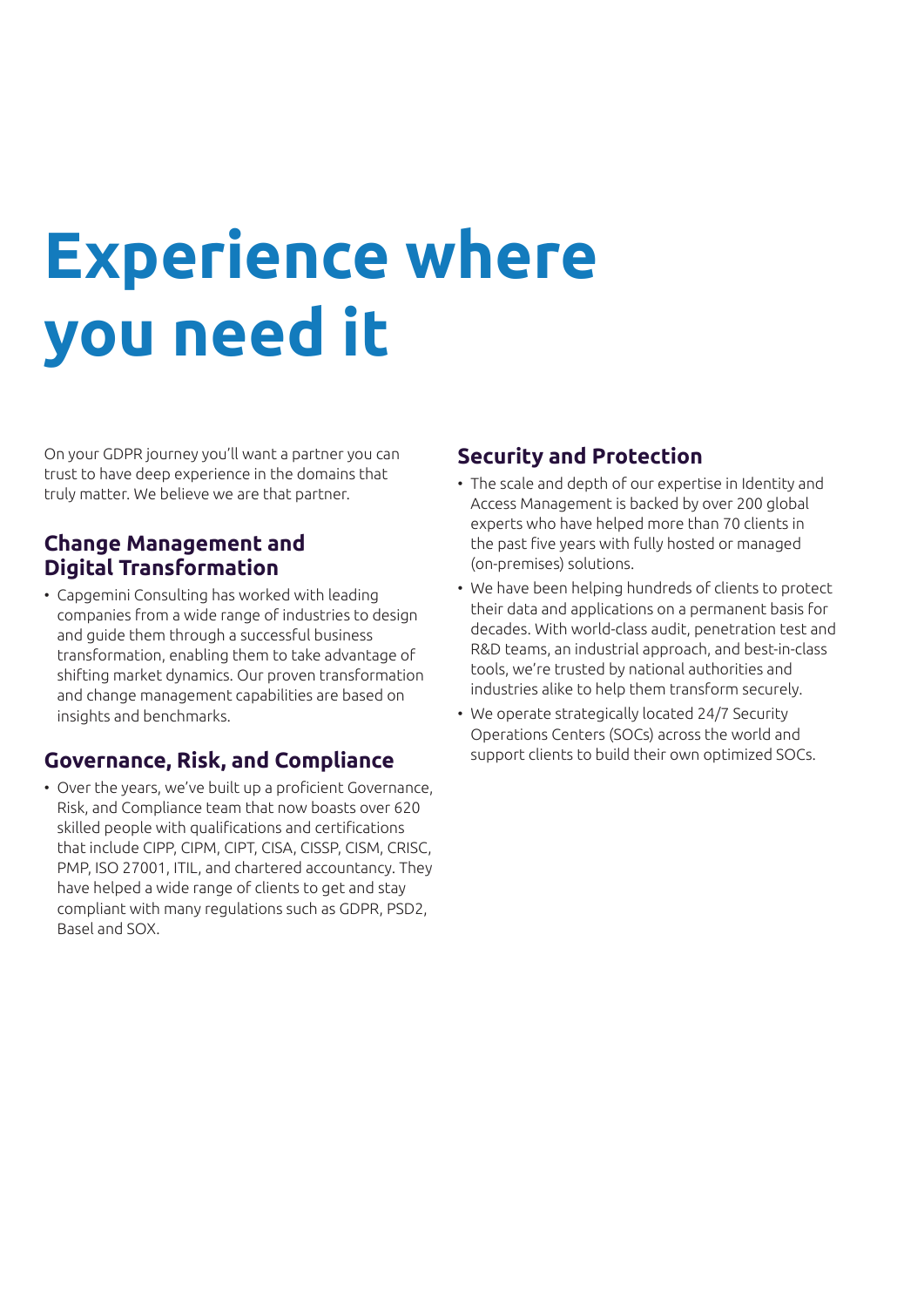# Experience where you need it

On your GDPR journey you'll want a partner you can trust to have deep experience in the domains that truly matter. We believe we are that partner.

## Change Management and Digital Transformation

- Capgemini Consulting has worked with leading companies from a wide range of industries to design and guide them through a successful business transformation, enabling them to take advantage of shifting market dynamics. Our proven transformation and change management capabilities are based on insights and benchmarks.

## Governance, Risk, and Compliance

- Over the years, we've built up a proficient Governance, Risk, and Compliance team that now boasts over 620 skilled people with qualifications and certifications that include CIPP, CIPM, CIPT, CISA, CISSP, CISM, CRISC, PMP, ISO 27001, ITIL, and chartered accountancy. They have helped a wide range of clients to get and stay compliant with many regulations such as GDPR, PSD2, Basel and SOX.

## Security and Protection

- The scale and depth of our expertise in Identity and Access Management is backed by over 200 global experts who have helped more than 70 clients in the past five years with fully hosted or managed (on-premises) solutions.
- We have been helping hundreds of clients to protect their data and applications on a permanent basis for decades. With world-class audit, penetration test and R&D teams, an industrial approach, and best-in-class tools, we're trusted by national authorities and industries alike to help them transform securely.
- We operate strategically located 24/7 Security Operations Centers (SOCs) across the world and support clients to build their own optimized SOCs.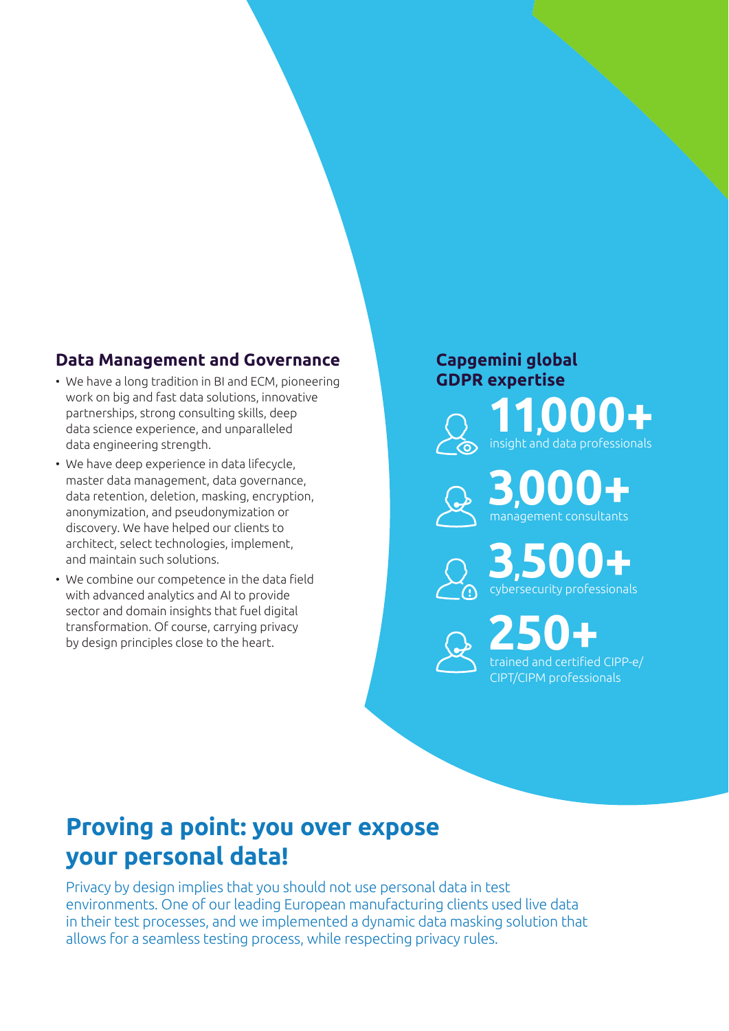## Data Management and Governance

- We have a long tradition in BI and ECM, pioneering work on big and fast data solutions, innovative partnerships, strong consulting skills, deep data science experience, and unparalleled data engineering strength.
- We have deep experience in data lifecycle, master data management, data governance, data retention, deletion, masking, encryption, anonymization, and pseudonymization or discovery. We have helped our clients to architect, select technologies, implement, and maintain such solutions.
- We combine our competence in the data field with advanced analytics and AI to provide sector and domain insights that fuel digital transformation. Of course, carrying privacy by design principles close to the heart.

## Capgemini global GDPR expertise

**11,000+**
insight and data professionals

**3,000+**
management consultants

**3,500+**
cybersecurity professionals

**250+**
trained and certified CIPP-e/CIPT/CIPM professionals

# Proving a point: you over expose your personal data!

Privacy by design implies that you should not use personal data in test environments. One of our leading European manufacturing clients used live data in their test processes, and we implemented a dynamic data masking solution that allows for a seamless testing process, while respecting privacy rules.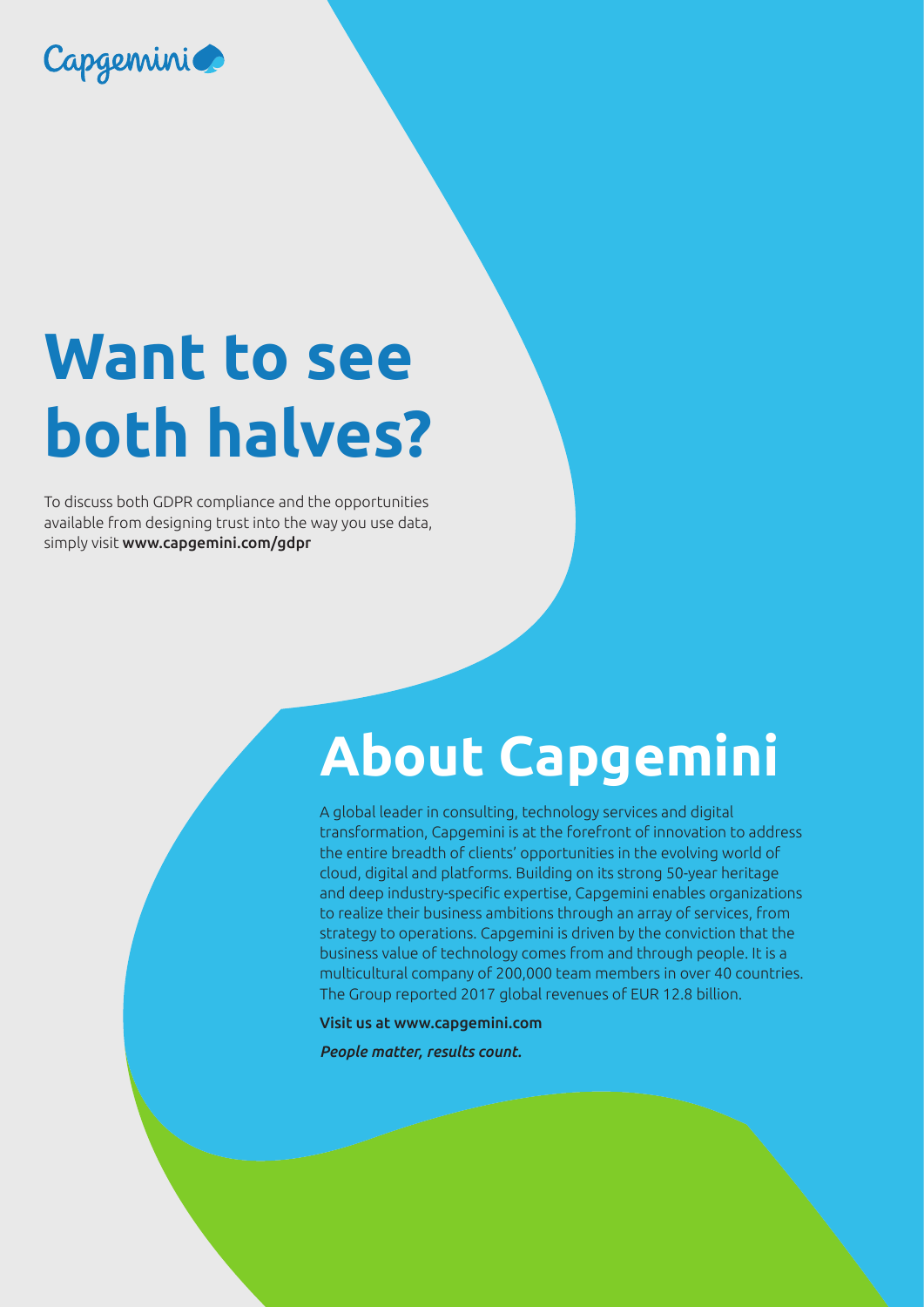Capgemini

# Want to see both halves?

To discuss both GDPR compliance and the opportunities available from designing trust into the way you use data, simply visit **www.capgemini.com/gdpr**

# About Capgemini

A global leader in consulting, technology services and digital transformation, Capgemini is at the forefront of innovation to address the entire breadth of clients' opportunities in the evolving world of cloud, digital and platforms. Building on its strong 50-year heritage and deep industry-specific expertise, Capgemini enables organizations to realize their business ambitions through an array of services, from strategy to operations. Capgemini is driven by the conviction that the business value of technology comes from and through people. It is a multicultural company of 200,000 team members in over 40 countries. The Group reported 2017 global revenues of EUR 12.8 billion.

**Visit us at www.capgemini.com**

***People matter, results count.***